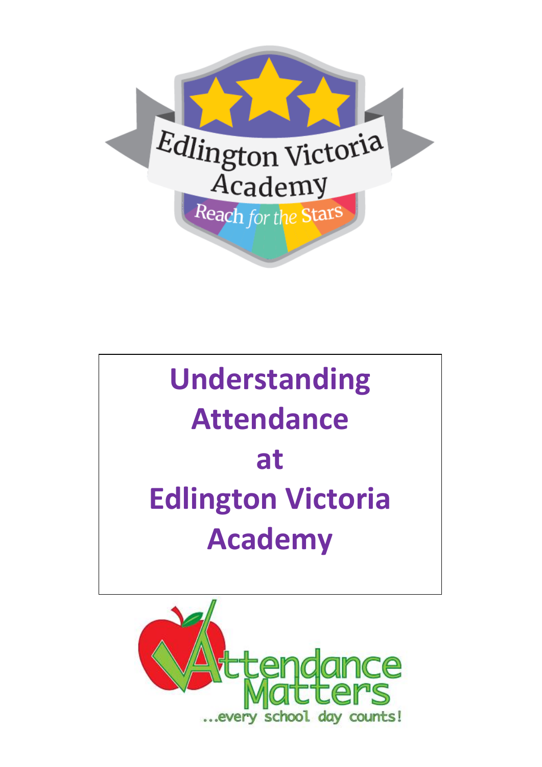Edlington Victoria Academy

Reach for the Stars

# Understanding Attendance at Edlington Victoria Academy

Attendance Matters

...every school day counts!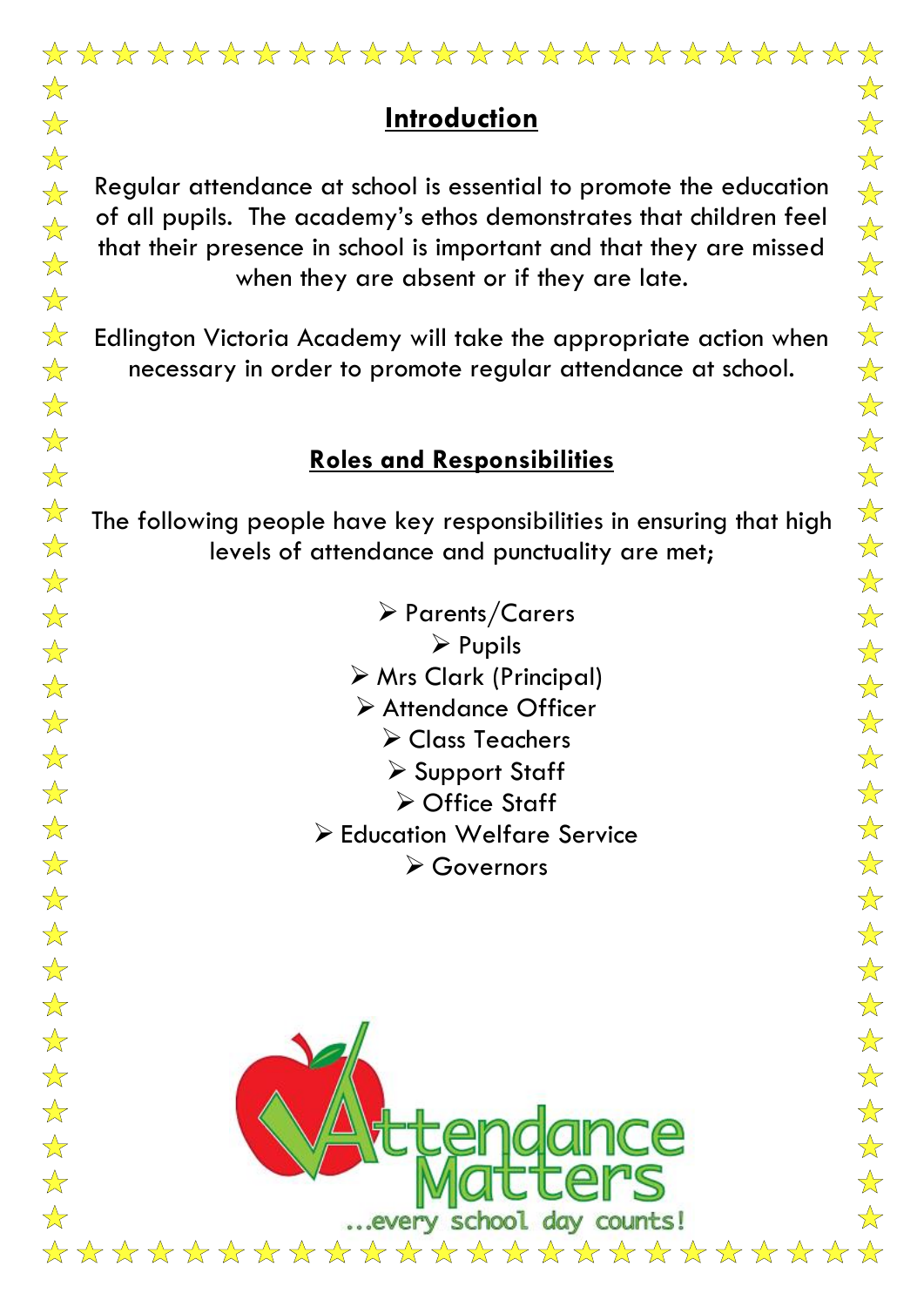## Introduction

Regular attendance at school is essential to promote the education of all pupils. The academy's ethos demonstrates that children feel that their presence in school is important and that they are missed when they are absent or if they are late.

Edlington Victoria Academy will take the appropriate action when necessary in order to promote regular attendance at school.

## Roles and Responsibilities

The following people have key responsibilities in ensuring that high levels of attendance and punctuality are met;

- Parents/Carers
- Pupils
- Mrs Clark (Principal)
- Attendance Officer
- Class Teachers
- Support Staff
- Office Staff
- Education Welfare Service
- Governors

Attendance Matters ...every school day counts!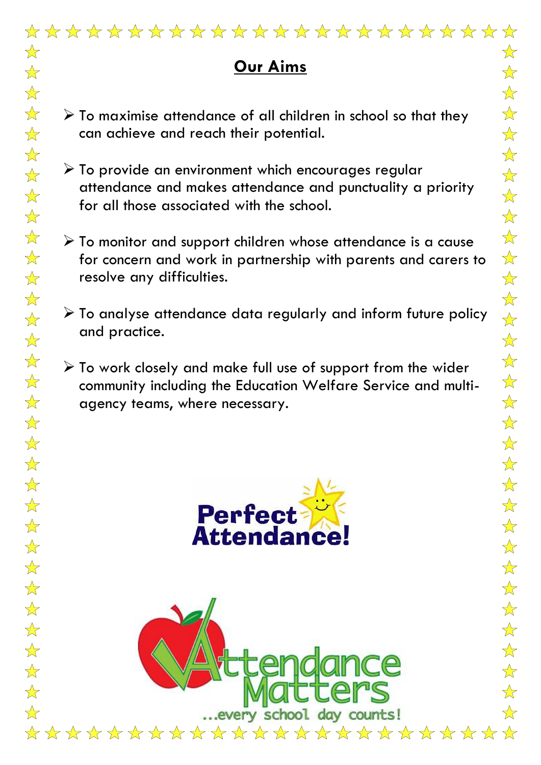## Our Aims

- To maximise attendance of all children in school so that they can achieve and reach their potential.
- To provide an environment which encourages regular attendance and makes attendance and punctuality a priority for all those associated with the school.
- To monitor and support children whose attendance is a cause for concern and work in partnership with parents and carers to resolve any difficulties.
- To analyse attendance data regularly and inform future policy and practice.
- To work closely and make full use of support from the wider community including the Education Welfare Service and multi-agency teams, where necessary.

Perfect Attendance!

Attendance Matters ...every school day counts!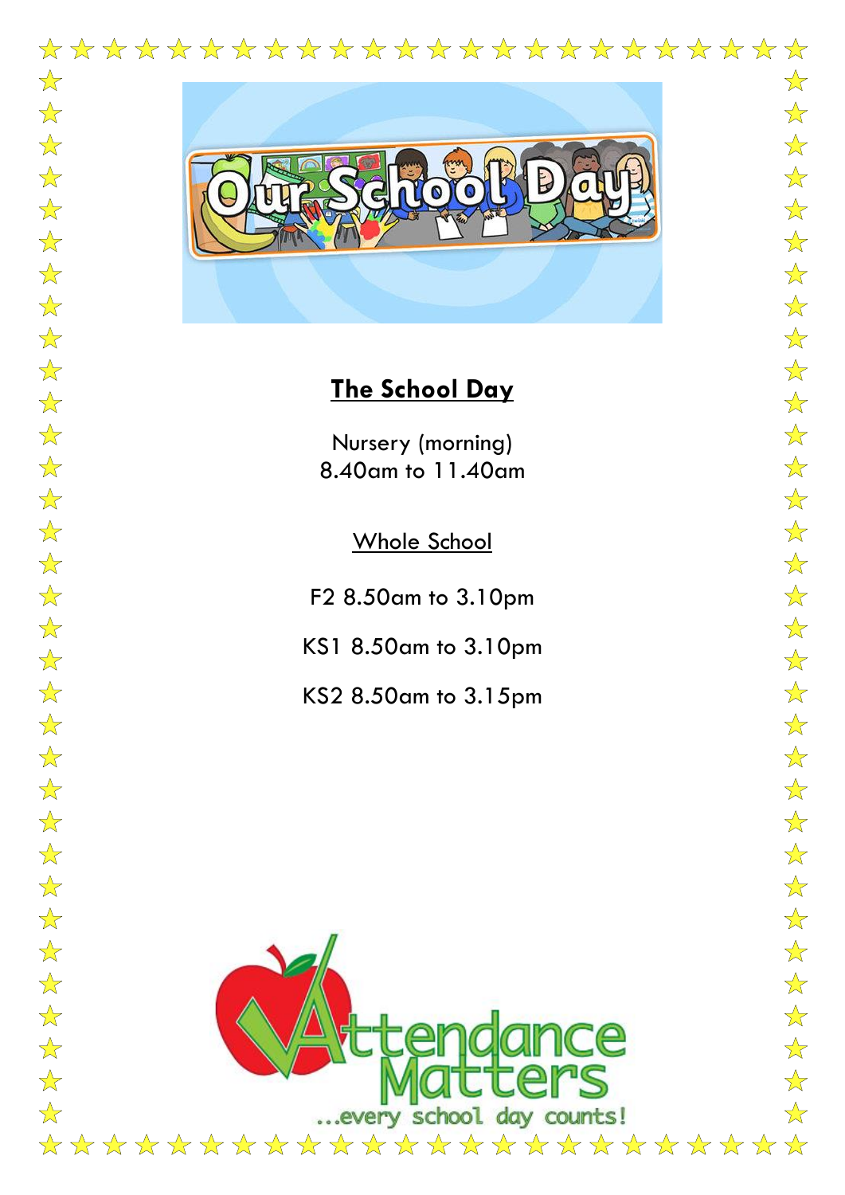## The School Day

Nursery (morning)
8.40am to 11.40am

Whole School

F2 8.50am to 3.10pm

KS1 8.50am to 3.10pm

KS2 8.50am to 3.15pm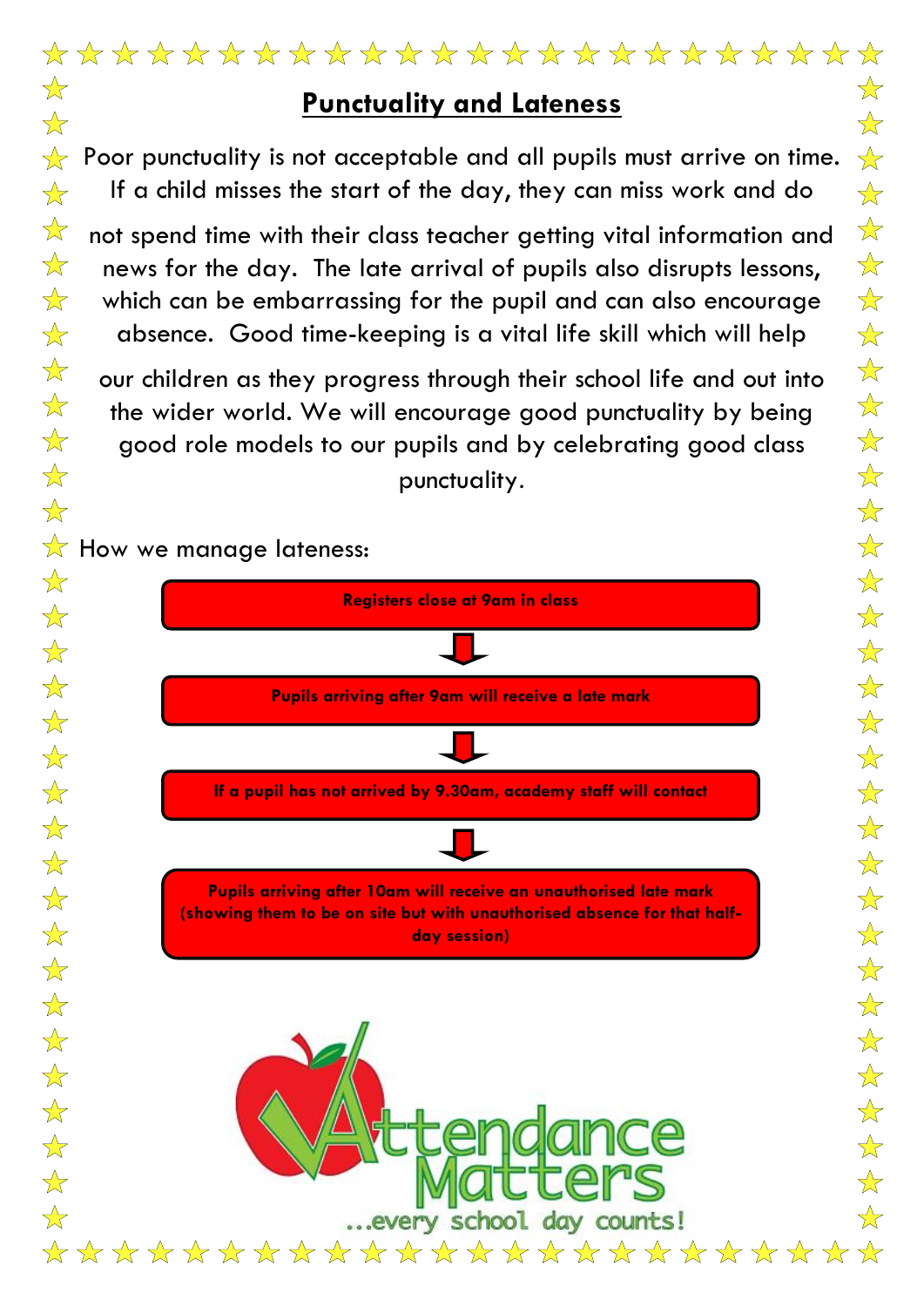## Punctuality and Lateness

Poor punctuality is not acceptable and all pupils must arrive on time. If a child misses the start of the day, they can miss work and do not spend time with their class teacher getting vital information and news for the day. The late arrival of pupils also disrupts lessons, which can be embarrassing for the pupil and can also encourage absence. Good time-keeping is a vital life skill which will help our children as they progress through their school life and out into the wider world. We will encourage good punctuality by being good role models to our pupils and by celebrating good class punctuality.

How we manage lateness:

**Registers close at 9am in class**

↓

**Pupils arriving after 9am will receive a late mark**

↓

**If a pupil has not arrived by 9.30am, academy staff will contact**

↓

**Pupils arriving after 10am will receive an unauthorised late mark (showing them to be on site but with unauthorised absence for that half-day session)**

Attendance Matters

...every school day counts!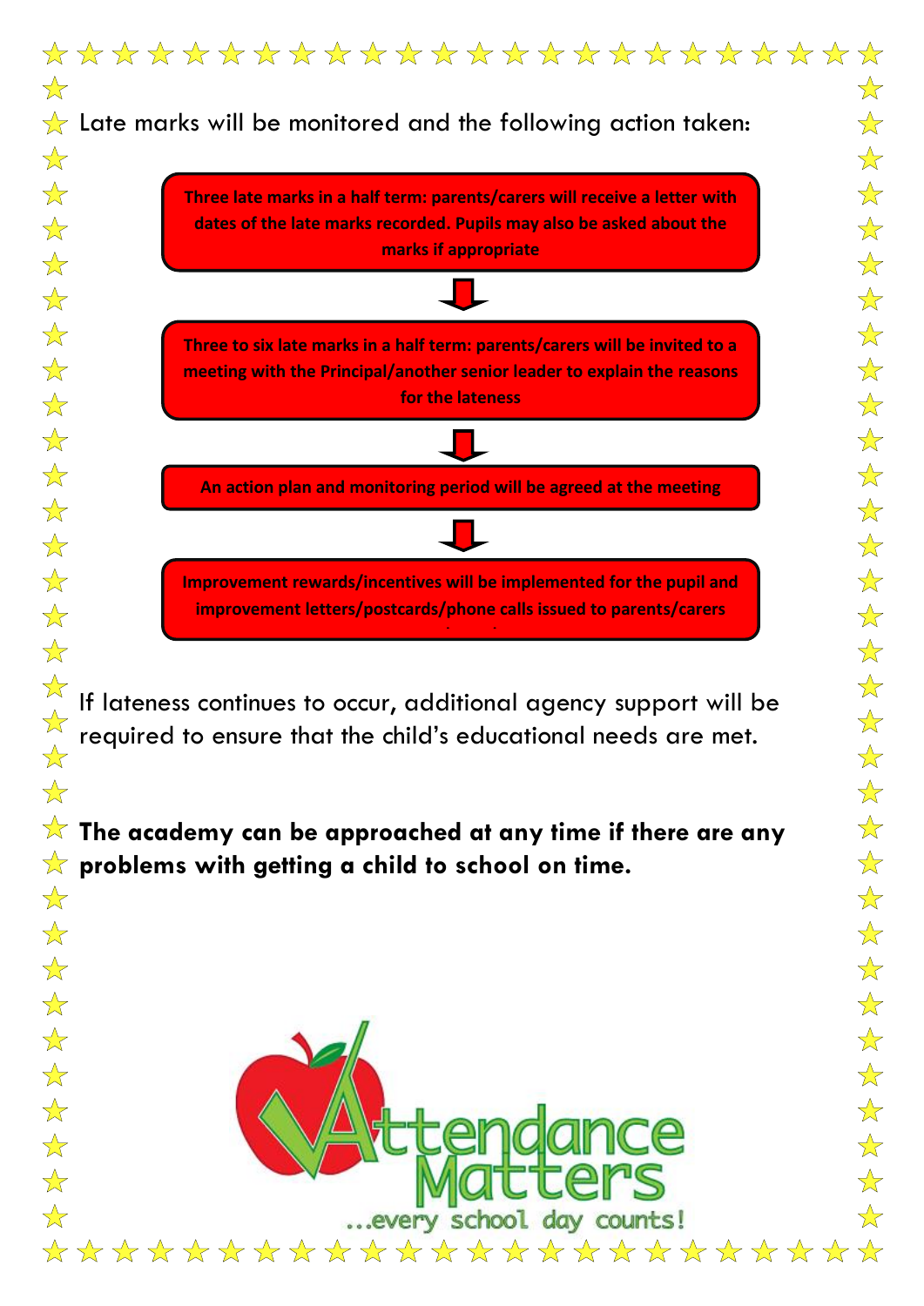Late marks will be monitored and the following action taken:

**Three late marks in a half term: parents/carers will receive a letter with dates of the late marks recorded. Pupils may also be asked about the marks if appropriate**

↓

**Three to six late marks in a half term: parents/carers will be invited to a meeting with the Principal/another senior leader to explain the reasons for the lateness**

↓

**An action plan and monitoring period will be agreed at the meeting**

↓

**Improvement rewards/incentives will be implemented for the pupil and improvement letters/postcards/phone calls issued to parents/carers**

If lateness continues to occur, additional agency support will be required to ensure that the child's educational needs are met.

**The academy can be approached at any time if there are any problems with getting a child to school on time.**

Attendance Matters ...every school day counts!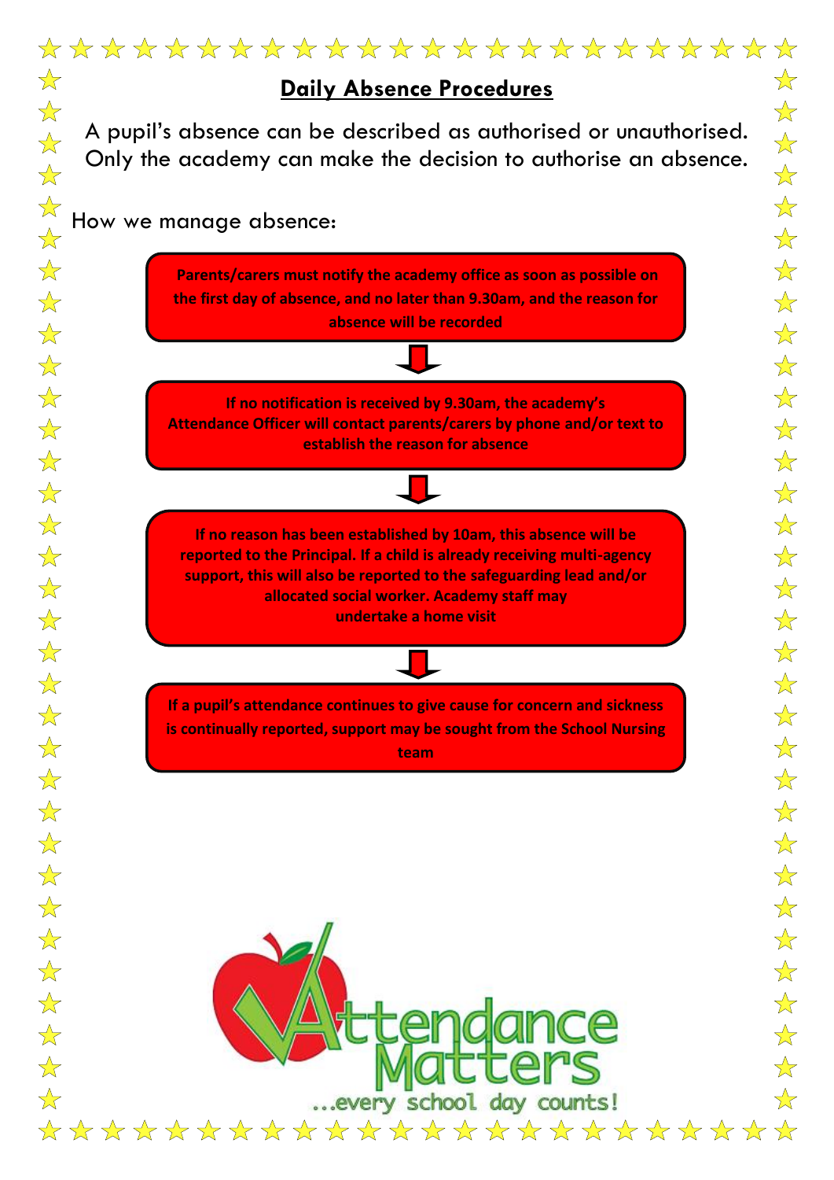# Daily Absence Procedures

A pupil's absence can be described as authorised or unauthorised. Only the academy can make the decision to authorise an absence.

How we manage absence:

**Parents/carers must notify the academy office as soon as possible on the first day of absence, and no later than 9.30am, and the reason for absence will be recorded**

↓

**If no notification is received by 9.30am, the academy's Attendance Officer will contact parents/carers by phone and/or text to establish the reason for absence**

↓

**If no reason has been established by 10am, this absence will be reported to the Principal. If a child is already receiving multi-agency support, this will also be reported to the safeguarding lead and/or allocated social worker. Academy staff may undertake a home visit**

↓

**If a pupil's attendance continues to give cause for concern and sickness is continually reported, support may be sought from the School Nursing team**

Attendance Matters

...every school day counts!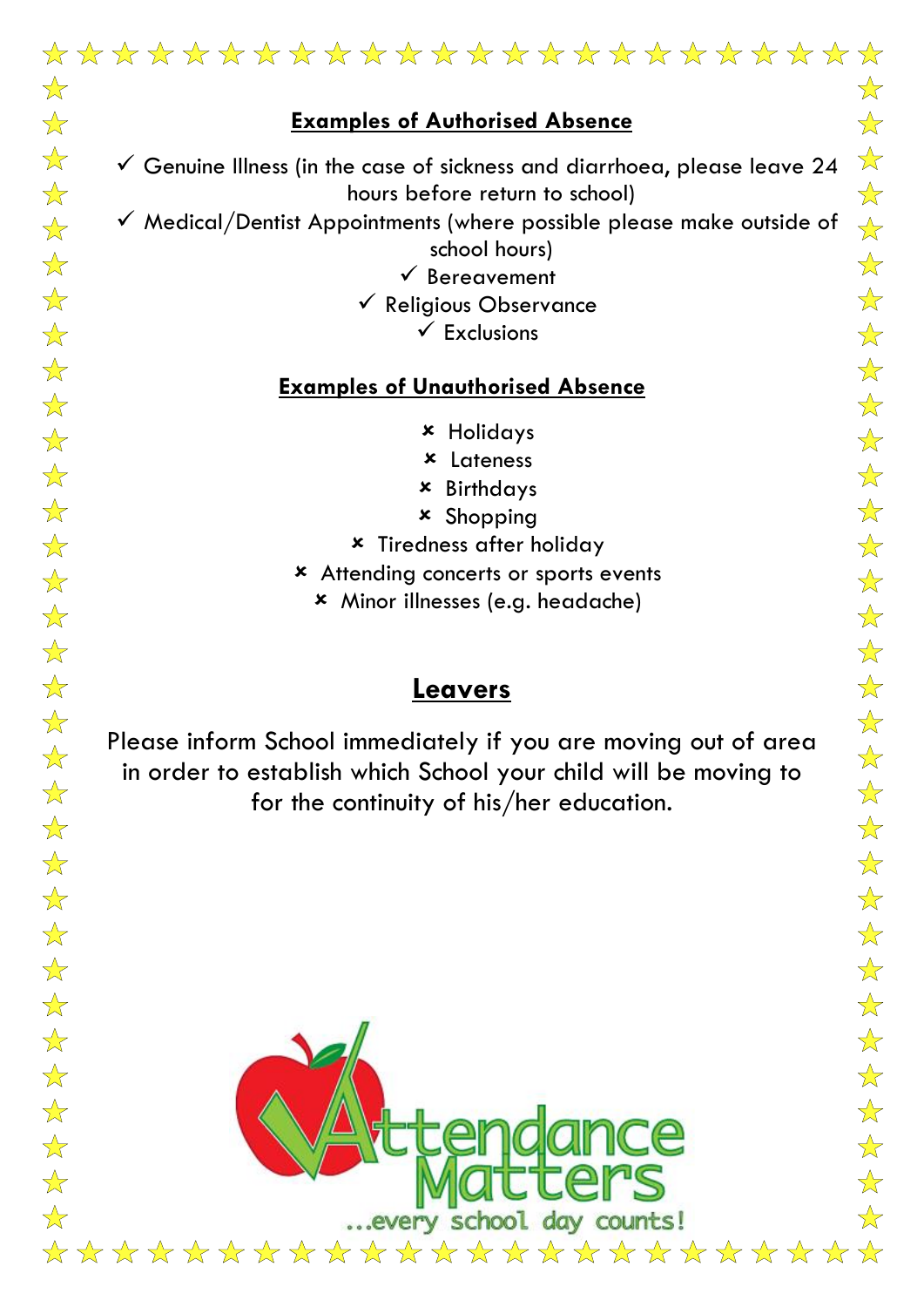### Examples of Authorised Absence

- ✓ Genuine Illness (in the case of sickness and diarrhoea, please leave 24 hours before return to school)
- ✓ Medical/Dentist Appointments (where possible please make outside of school hours)
- ✓ Bereavement
- ✓ Religious Observance
- ✓ Exclusions

### Examples of Unauthorised Absence

- ✗ Holidays
- ✗ Lateness
- ✗ Birthdays
- ✗ Shopping
- ✗ Tiredness after holiday
- ✗ Attending concerts or sports events
- ✗ Minor illnesses (e.g. headache)

## Leavers

Please inform School immediately if you are moving out of area in order to establish which School your child will be moving to for the continuity of his/her education.

Attendance Matters ...every school day counts!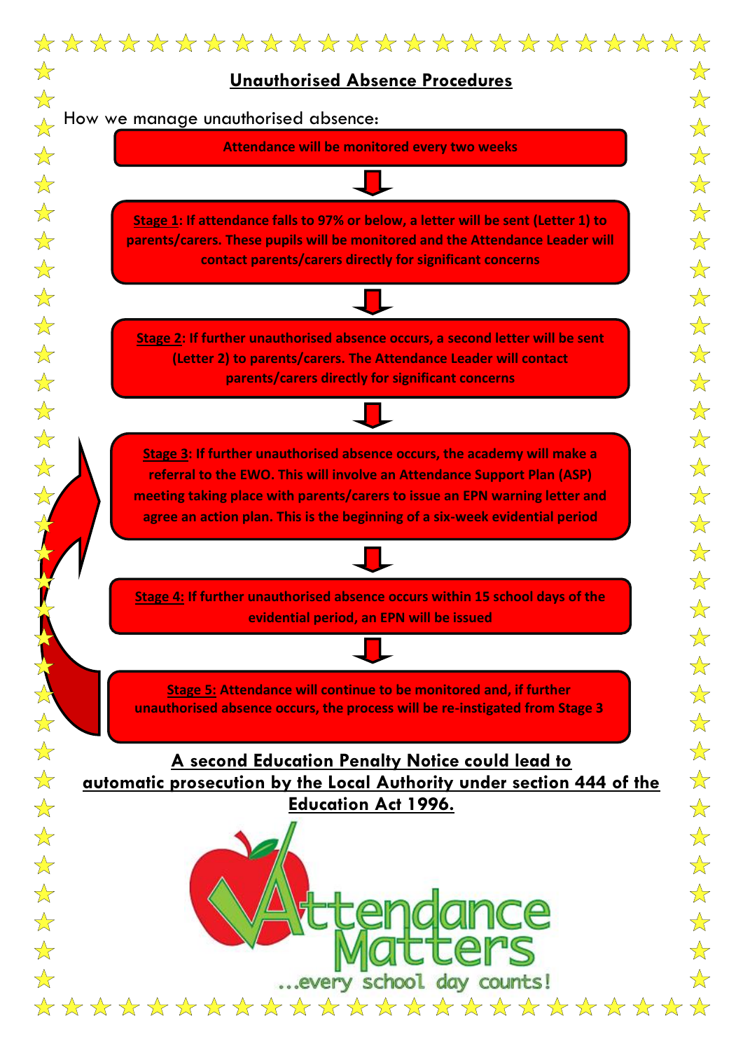## Unauthorised Absence Procedures

How we manage unauthorised absence:

**Attendance will be monitored every two weeks**

**Stage 1: If attendance falls to 97% or below, a letter will be sent (Letter 1) to parents/carers. These pupils will be monitored and the Attendance Leader will contact parents/carers directly for significant concerns**

**Stage 2: If further unauthorised absence occurs, a second letter will be sent (Letter 2) to parents/carers. The Attendance Leader will contact parents/carers directly for significant concerns**

**Stage 3: If further unauthorised absence occurs, the academy will make a referral to the EWO. This will involve an Attendance Support Plan (ASP) meeting taking place with parents/carers to issue an EPN warning letter and agree an action plan. This is the beginning of a six-week evidential period**

**Stage 4: If further unauthorised absence occurs within 15 school days of the evidential period, an EPN will be issued**

**Stage 5: Attendance will continue to be monitored and, if further unauthorised absence occurs, the process will be re-instigated from Stage 3**

**A second Education Penalty Notice could lead to automatic prosecution by the Local Authority under section 444 of the Education Act 1996.**

Attendance Matters ...every school day counts!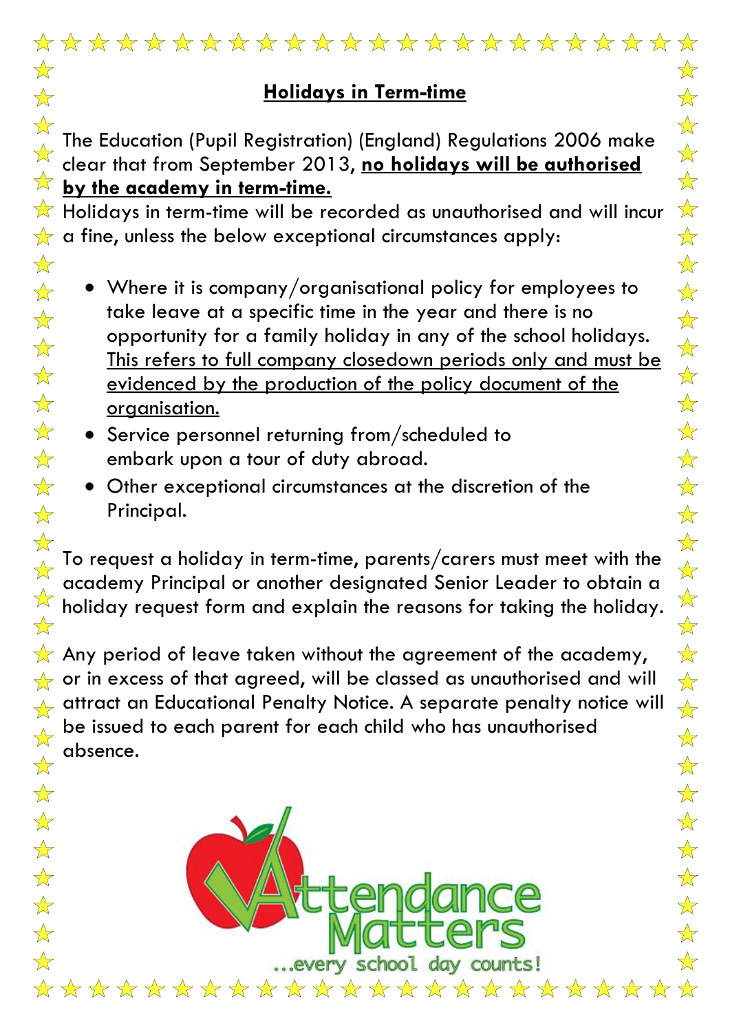## <u>Holidays in Term-time</u>

The Education (Pupil Registration) (England) Regulations 2006 make clear that from September 2013, **<u>no holidays will be authorised by the academy in term-time.</u>**
Holidays in term-time will be recorded as unauthorised and will incur a fine, unless the below exceptional circumstances apply:

- Where it is company/organisational policy for employees to take leave at a specific time in the year and there is no opportunity for a family holiday in any of the school holidays. <u>This refers to full company closedown periods only and must be evidenced by the production of the policy document of the organisation.</u>
- Service personnel returning from/scheduled to embark upon a tour of duty abroad.
- Other exceptional circumstances at the discretion of the Principal.

To request a holiday in term-time, parents/carers must meet with the academy Principal or another designated Senior Leader to obtain a holiday request form and explain the reasons for taking the holiday.

Any period of leave taken without the agreement of the academy, or in excess of that agreed, will be classed as unauthorised and will attract an Educational Penalty Notice. A separate penalty notice will be issued to each parent for each child who has unauthorised absence.

Attendance Matters
...every school day counts!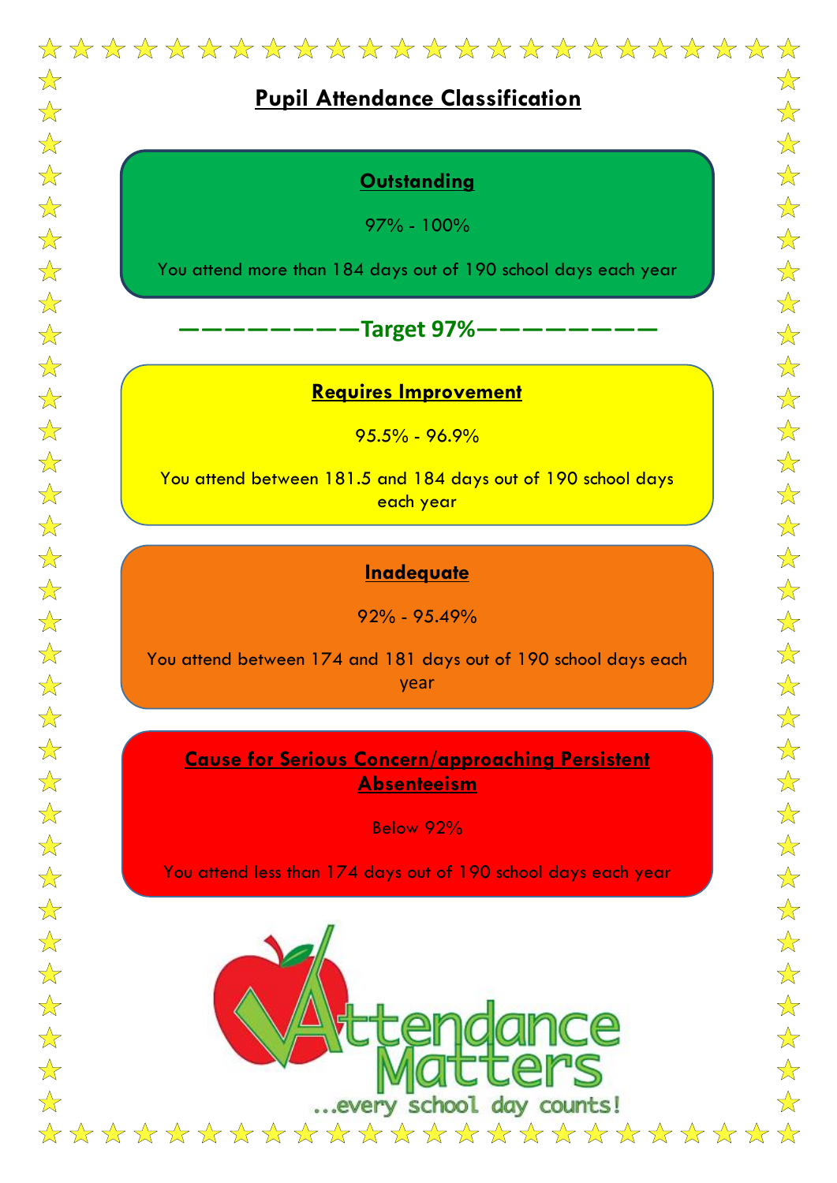# Pupil Attendance Classification

## Outstanding

97% - 100%

You attend more than 184 days out of 190 school days each year

**——————————Target 97%——————————**

## Requires Improvement

95.5% - 96.9%

You attend between 181.5 and 184 days out of 190 school days each year

## Inadequate

92% - 95.49%

You attend between 174 and 181 days out of 190 school days each year

## Cause for Serious Concern/approaching Persistent Absenteeism

Below 92%

You attend less than 174 days out of 190 school days each year

Attendance Matters

...every school day counts!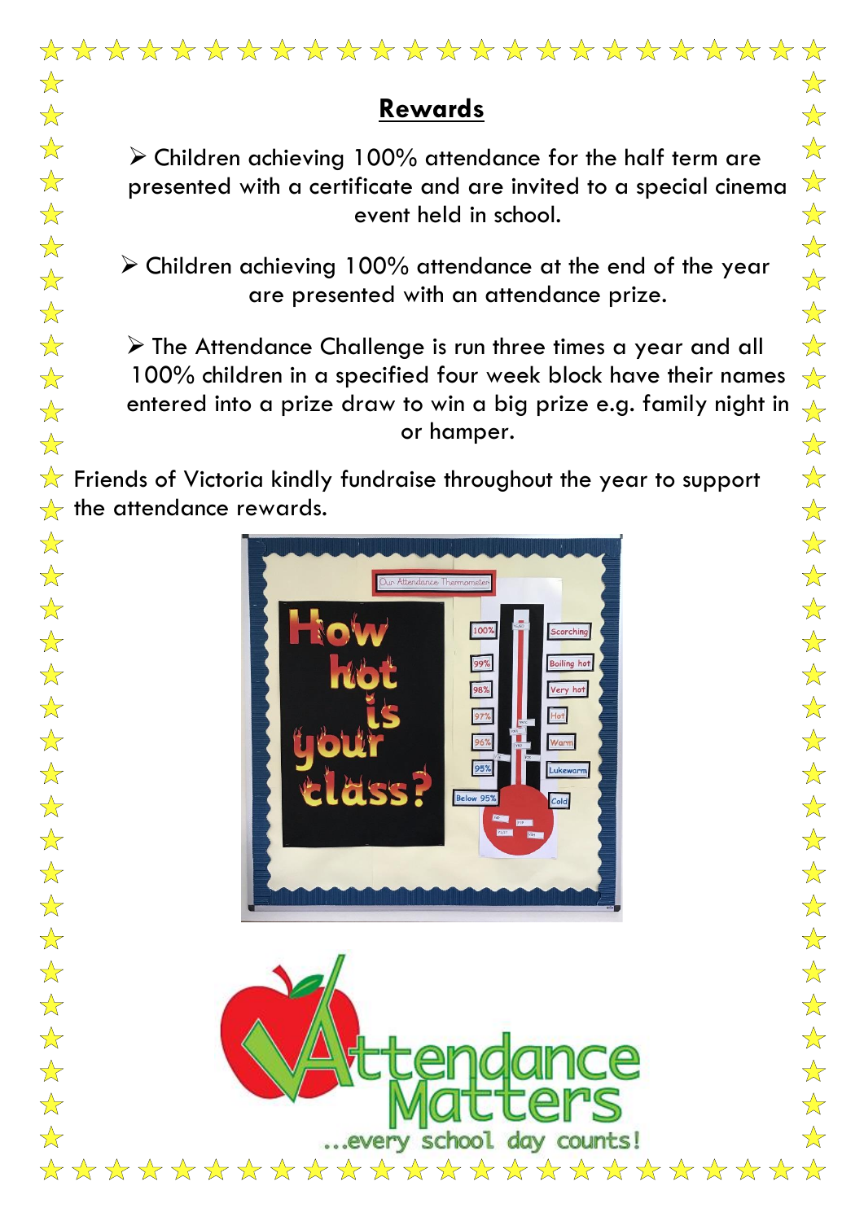## Rewards

- Children achieving 100% attendance for the half term are presented with a certificate and are invited to a special cinema event held in school.
- Children achieving 100% attendance at the end of the year are presented with an attendance prize.
- The Attendance Challenge is run three times a year and all 100% children in a specified four week block have their names entered into a prize draw to win a big prize e.g. family night in or hamper.

Friends of Victoria kindly fundraise throughout the year to support the attendance rewards.

Our Attendance Thermometer

How hot is your class?

100% Scorching

99% Boiling hot

98% Very hot

97% Hot

96% Warm

95% Lukewarm

Below 95% Cold

Attendance Matters

...every school day counts!